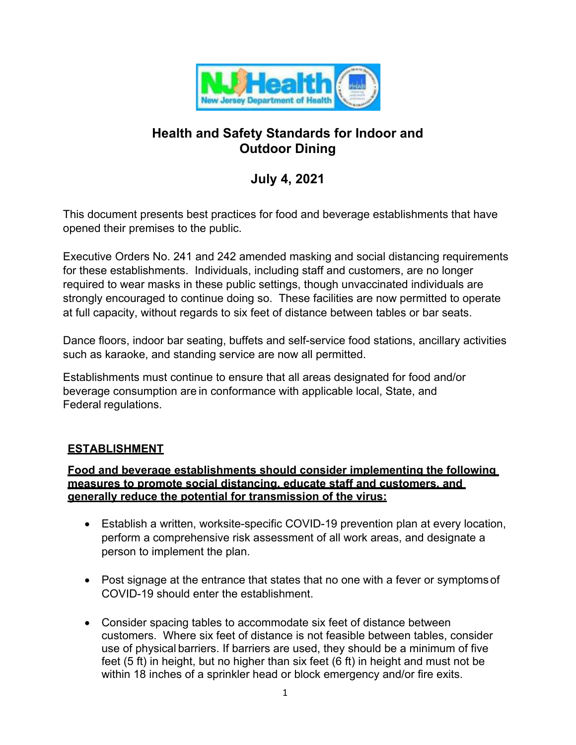# Health and Safety Standards for Indoor and Outdoor Dining

## July 4, 2021

This document presents best practices for food and beverage establishments that have opened their premises to the public.

Executive Orders No. 241 and 242 amended masking and social distancing requirements for these establishments. Individuals, including staff and customers, are no longer required to wear masks in these public settings, though unvaccinated individuals are strongly encouraged to continue doing so. These facilities are now permitted to operate at full capacity, without regards to six feet of distance between tables or bar seats.

Dance floors, indoor bar seating, buffets and self-service food stations, ancillary activities such as karaoke, and standing service are now all permitted.

Establishments must continue to ensure that all areas designated for food and/or beverage consumption are in conformance with applicable local, State, and Federal regulations.

### ESTABLISHMENT

**Food and beverage establishments should consider implementing the following measures to promote social distancing, educate staff and customers, and generally reduce the potential for transmission of the virus:**

- Establish a written, worksite-specific COVID-19 prevention plan at every location, perform a comprehensive risk assessment of all work areas, and designate a person to implement the plan.
- Post signage at the entrance that states that no one with a fever or symptoms of COVID-19 should enter the establishment.
- Consider spacing tables to accommodate six feet of distance between customers. Where six feet of distance is not feasible between tables, consider use of physical barriers. If barriers are used, they should be a minimum of five feet (5 ft) in height, but no higher than six feet (6 ft) in height and must not be within 18 inches of a sprinkler head or block emergency and/or fire exits.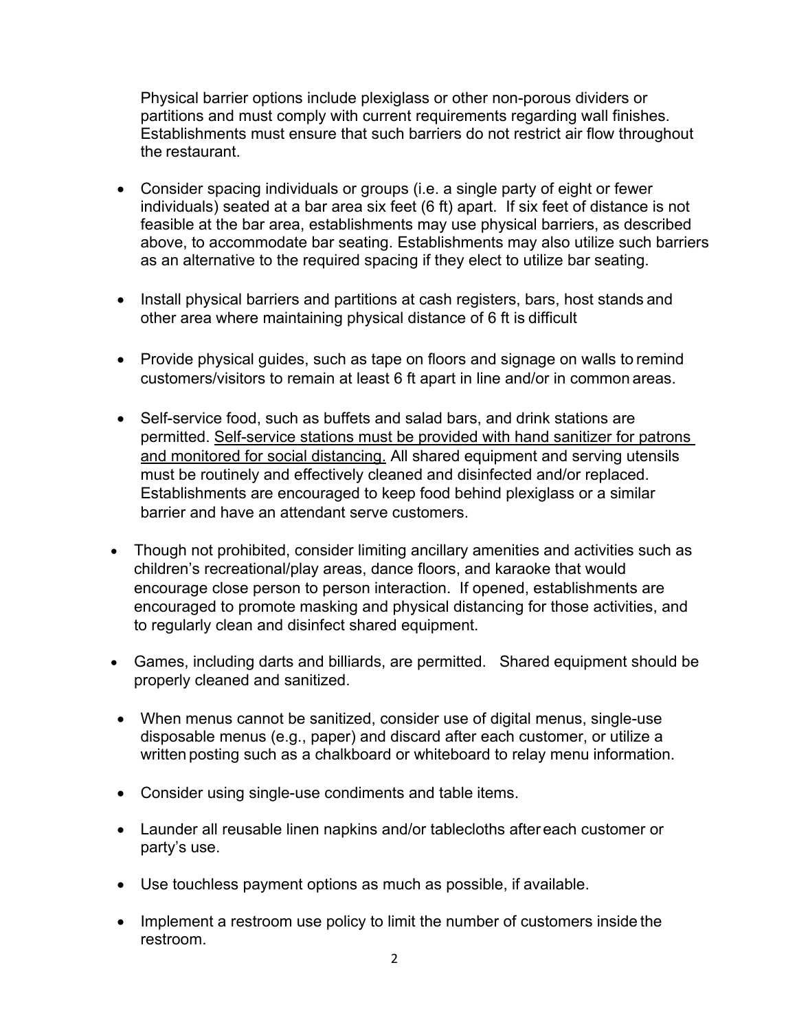Physical barrier options include plexiglass or other non-porous dividers or partitions and must comply with current requirements regarding wall finishes. Establishments must ensure that such barriers do not restrict air flow throughout the restaurant.

- Consider spacing individuals or groups (i.e. a single party of eight or fewer individuals) seated at a bar area six feet (6 ft) apart. If six feet of distance is not feasible at the bar area, establishments may use physical barriers, as described above, to accommodate bar seating. Establishments may also utilize such barriers as an alternative to the required spacing if they elect to utilize bar seating.

- Install physical barriers and partitions at cash registers, bars, host stands and other area where maintaining physical distance of 6 ft is difficult

- Provide physical guides, such as tape on floors and signage on walls to remind customers/visitors to remain at least 6 ft apart in line and/or in common areas.

- Self-service food, such as buffets and salad bars, and drink stations are permitted. <u>Self-service stations must be provided with hand sanitizer for patrons and monitored for social distancing.</u> All shared equipment and serving utensils must be routinely and effectively cleaned and disinfected and/or replaced. Establishments are encouraged to keep food behind plexiglass or a similar barrier and have an attendant serve customers.

- Though not prohibited, consider limiting ancillary amenities and activities such as children's recreational/play areas, dance floors, and karaoke that would encourage close person to person interaction. If opened, establishments are encouraged to promote masking and physical distancing for those activities, and to regularly clean and disinfect shared equipment.

- Games, including darts and billiards, are permitted. Shared equipment should be properly cleaned and sanitized.

- When menus cannot be sanitized, consider use of digital menus, single-use disposable menus (e.g., paper) and discard after each customer, or utilize a written posting such as a chalkboard or whiteboard to relay menu information.

- Consider using single-use condiments and table items.

- Launder all reusable linen napkins and/or tablecloths after each customer or party's use.

- Use touchless payment options as much as possible, if available.

- Implement a restroom use policy to limit the number of customers inside the restroom.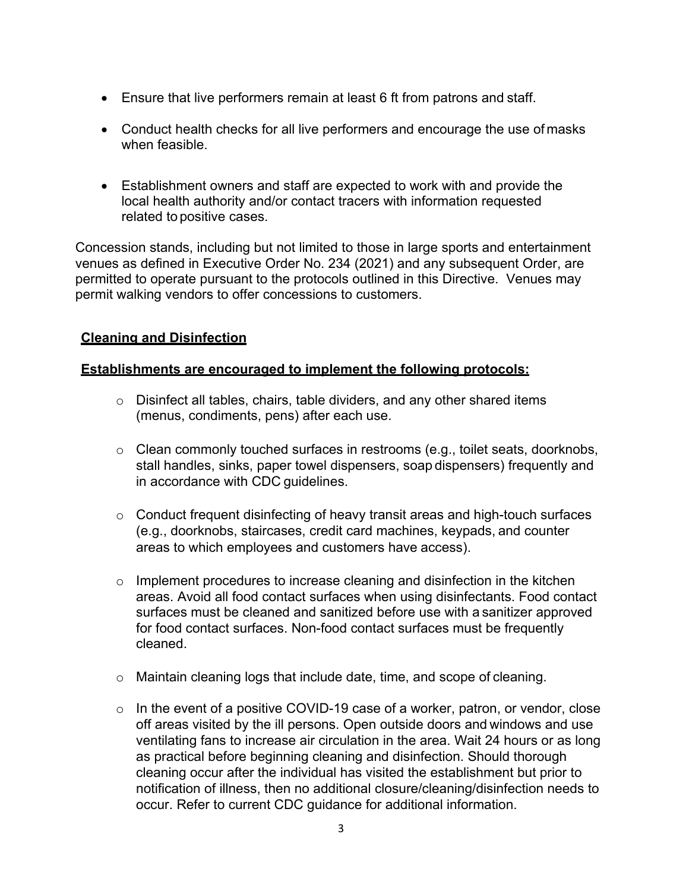- Ensure that live performers remain at least 6 ft from patrons and staff.

- Conduct health checks for all live performers and encourage the use of masks when feasible.

- Establishment owners and staff are expected to work with and provide the local health authority and/or contact tracers with information requested related to positive cases.

Concession stands, including but not limited to those in large sports and entertainment venues as defined in Executive Order No. 234 (2021) and any subsequent Order, are permitted to operate pursuant to the protocols outlined in this Directive. Venues may permit walking vendors to offer concessions to customers.

## Cleaning and Disinfection

**Establishments are encouraged to implement the following protocols:**

- Disinfect all tables, chairs, table dividers, and any other shared items (menus, condiments, pens) after each use.

- Clean commonly touched surfaces in restrooms (e.g., toilet seats, doorknobs, stall handles, sinks, paper towel dispensers, soap dispensers) frequently and in accordance with CDC guidelines.

- Conduct frequent disinfecting of heavy transit areas and high-touch surfaces (e.g., doorknobs, staircases, credit card machines, keypads, and counter areas to which employees and customers have access).

- Implement procedures to increase cleaning and disinfection in the kitchen areas. Avoid all food contact surfaces when using disinfectants. Food contact surfaces must be cleaned and sanitized before use with a sanitizer approved for food contact surfaces. Non-food contact surfaces must be frequently cleaned.

- Maintain cleaning logs that include date, time, and scope of cleaning.

- In the event of a positive COVID-19 case of a worker, patron, or vendor, close off areas visited by the ill persons. Open outside doors and windows and use ventilating fans to increase air circulation in the area. Wait 24 hours or as long as practical before beginning cleaning and disinfection. Should thorough cleaning occur after the individual has visited the establishment but prior to notification of illness, then no additional closure/cleaning/disinfection needs to occur. Refer to current CDC guidance for additional information.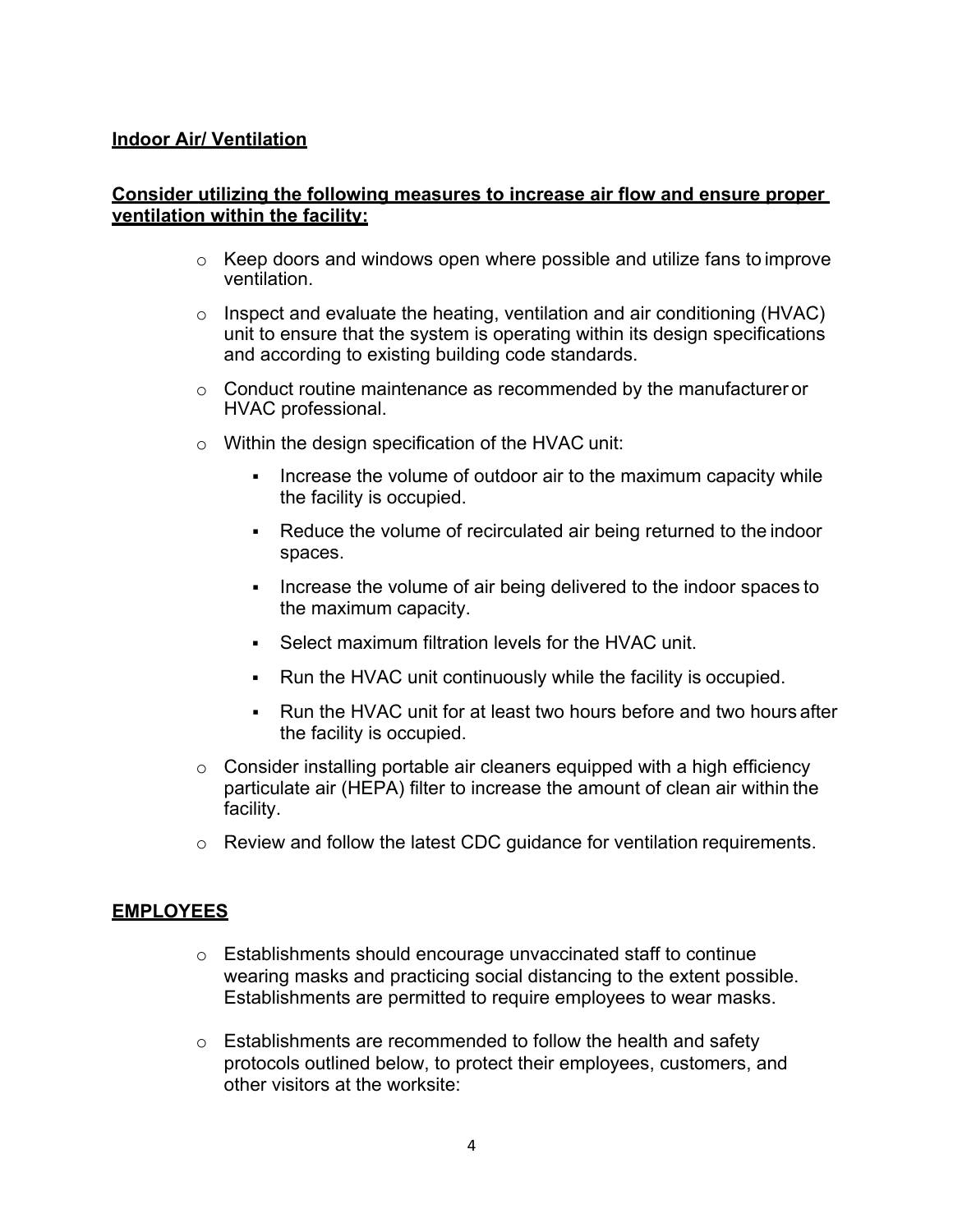**Indoor Air/ Ventilation**

**Consider utilizing the following measures to increase air flow and ensure proper ventilation within the facility:**

- Keep doors and windows open where possible and utilize fans to improve ventilation.
- Inspect and evaluate the heating, ventilation and air conditioning (HVAC) unit to ensure that the system is operating within its design specifications and according to existing building code standards.
- Conduct routine maintenance as recommended by the manufacturer or HVAC professional.
- Within the design specification of the HVAC unit:
  - Increase the volume of outdoor air to the maximum capacity while the facility is occupied.
  - Reduce the volume of recirculated air being returned to the indoor spaces.
  - Increase the volume of air being delivered to the indoor spaces to the maximum capacity.
  - Select maximum filtration levels for the HVAC unit.
  - Run the HVAC unit continuously while the facility is occupied.
  - Run the HVAC unit for at least two hours before and two hours after the facility is occupied.
- Consider installing portable air cleaners equipped with a high efficiency particulate air (HEPA) filter to increase the amount of clean air within the facility.
- Review and follow the latest CDC guidance for ventilation requirements.

**EMPLOYEES**

- Establishments should encourage unvaccinated staff to continue wearing masks and practicing social distancing to the extent possible. Establishments are permitted to require employees to wear masks.
- Establishments are recommended to follow the health and safety protocols outlined below, to protect their employees, customers, and other visitors at the worksite: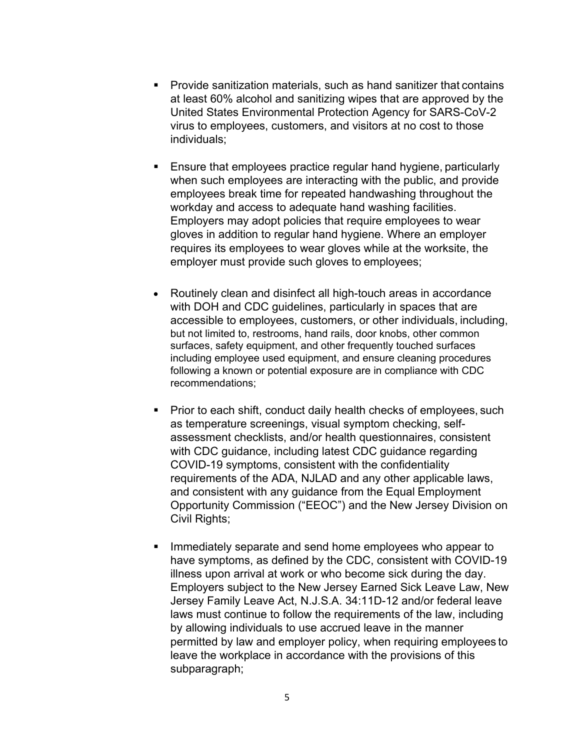- Provide sanitization materials, such as hand sanitizer that contains at least 60% alcohol and sanitizing wipes that are approved by the United States Environmental Protection Agency for SARS-CoV-2 virus to employees, customers, and visitors at no cost to those individuals;

- Ensure that employees practice regular hand hygiene, particularly when such employees are interacting with the public, and provide employees break time for repeated handwashing throughout the workday and access to adequate hand washing facilities. Employers may adopt policies that require employees to wear gloves in addition to regular hand hygiene. Where an employer requires its employees to wear gloves while at the worksite, the employer must provide such gloves to employees;

- Routinely clean and disinfect all high-touch areas in accordance with DOH and CDC guidelines, particularly in spaces that are accessible to employees, customers, or other individuals, including, but not limited to, restrooms, hand rails, door knobs, other common surfaces, safety equipment, and other frequently touched surfaces including employee used equipment, and ensure cleaning procedures following a known or potential exposure are in compliance with CDC recommendations;

- Prior to each shift, conduct daily health checks of employees, such as temperature screenings, visual symptom checking, self-assessment checklists, and/or health questionnaires, consistent with CDC guidance, including latest CDC guidance regarding COVID-19 symptoms, consistent with the confidentiality requirements of the ADA, NJLAD and any other applicable laws, and consistent with any guidance from the Equal Employment Opportunity Commission ("EEOC") and the New Jersey Division on Civil Rights;

- Immediately separate and send home employees who appear to have symptoms, as defined by the CDC, consistent with COVID-19 illness upon arrival at work or who become sick during the day. Employers subject to the New Jersey Earned Sick Leave Law, New Jersey Family Leave Act, N.J.S.A. 34:11D-12 and/or federal leave laws must continue to follow the requirements of the law, including by allowing individuals to use accrued leave in the manner permitted by law and employer policy, when requiring employees to leave the workplace in accordance with the provisions of this subparagraph;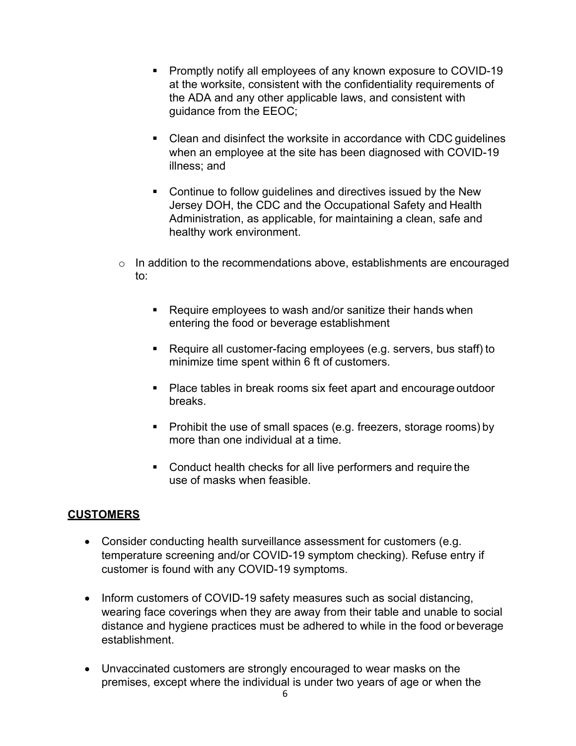- Promptly notify all employees of any known exposure to COVID-19 at the worksite, consistent with the confidentiality requirements of the ADA and any other applicable laws, and consistent with guidance from the EEOC;

    - Clean and disinfect the worksite in accordance with CDC guidelines when an employee at the site has been diagnosed with COVID-19 illness; and

    - Continue to follow guidelines and directives issued by the New Jersey DOH, the CDC and the Occupational Safety and Health Administration, as applicable, for maintaining a clean, safe and healthy work environment.

  - In addition to the recommendations above, establishments are encouraged to:

    - Require employees to wash and/or sanitize their hands when entering the food or beverage establishment

    - Require all customer-facing employees (e.g. servers, bus staff) to minimize time spent within 6 ft of customers.

    - Place tables in break rooms six feet apart and encourage outdoor breaks.

    - Prohibit the use of small spaces (e.g. freezers, storage rooms) by more than one individual at a time.

    - Conduct health checks for all live performers and require the use of masks when feasible.

**CUSTOMERS**

- Consider conducting health surveillance assessment for customers (e.g. temperature screening and/or COVID-19 symptom checking). Refuse entry if customer is found with any COVID-19 symptoms.

- Inform customers of COVID-19 safety measures such as social distancing, wearing face coverings when they are away from their table and unable to social distance and hygiene practices must be adhered to while in the food or beverage establishment.

- Unvaccinated customers are strongly encouraged to wear masks on the premises, except where the individual is under two years of age or when the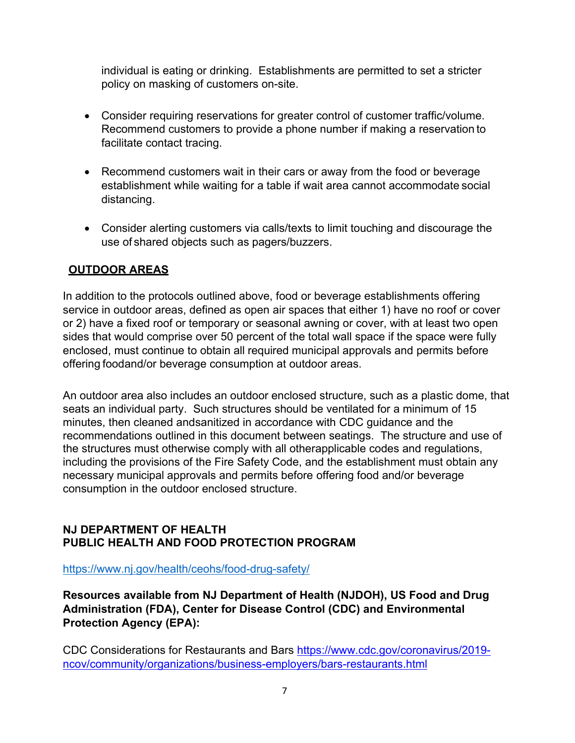individual is eating or drinking. Establishments are permitted to set a stricter policy on masking of customers on-site.

- Consider requiring reservations for greater control of customer traffic/volume. Recommend customers to provide a phone number if making a reservation to facilitate contact tracing.

- Recommend customers wait in their cars or away from the food or beverage establishment while waiting for a table if wait area cannot accommodate social distancing.

- Consider alerting customers via calls/texts to limit touching and discourage the use of shared objects such as pagers/buzzers.

**OUTDOOR AREAS**

In addition to the protocols outlined above, food or beverage establishments offering service in outdoor areas, defined as open air spaces that either 1) have no roof or cover or 2) have a fixed roof or temporary or seasonal awning or cover, with at least two open sides that would comprise over 50 percent of the total wall space if the space were fully enclosed, must continue to obtain all required municipal approvals and permits before offering foodand/or beverage consumption at outdoor areas.

An outdoor area also includes an outdoor enclosed structure, such as a plastic dome, that seats an individual party. Such structures should be ventilated for a minimum of 15 minutes, then cleaned andsanitized in accordance with CDC guidance and the recommendations outlined in this document between seatings. The structure and use of the structures must otherwise comply with all otherapplicable codes and regulations, including the provisions of the Fire Safety Code, and the establishment must obtain any necessary municipal approvals and permits before offering food and/or beverage consumption in the outdoor enclosed structure.

**NJ DEPARTMENT OF HEALTH**
**PUBLIC HEALTH AND FOOD PROTECTION PROGRAM**

https://www.nj.gov/health/ceohs/food-drug-safety/

**Resources available from NJ Department of Health (NJDOH), US Food and Drug Administration (FDA), Center for Disease Control (CDC) and Environmental Protection Agency (EPA):**

CDC Considerations for Restaurants and Bars https://www.cdc.gov/coronavirus/2019-ncov/community/organizations/business-employers/bars-restaurants.html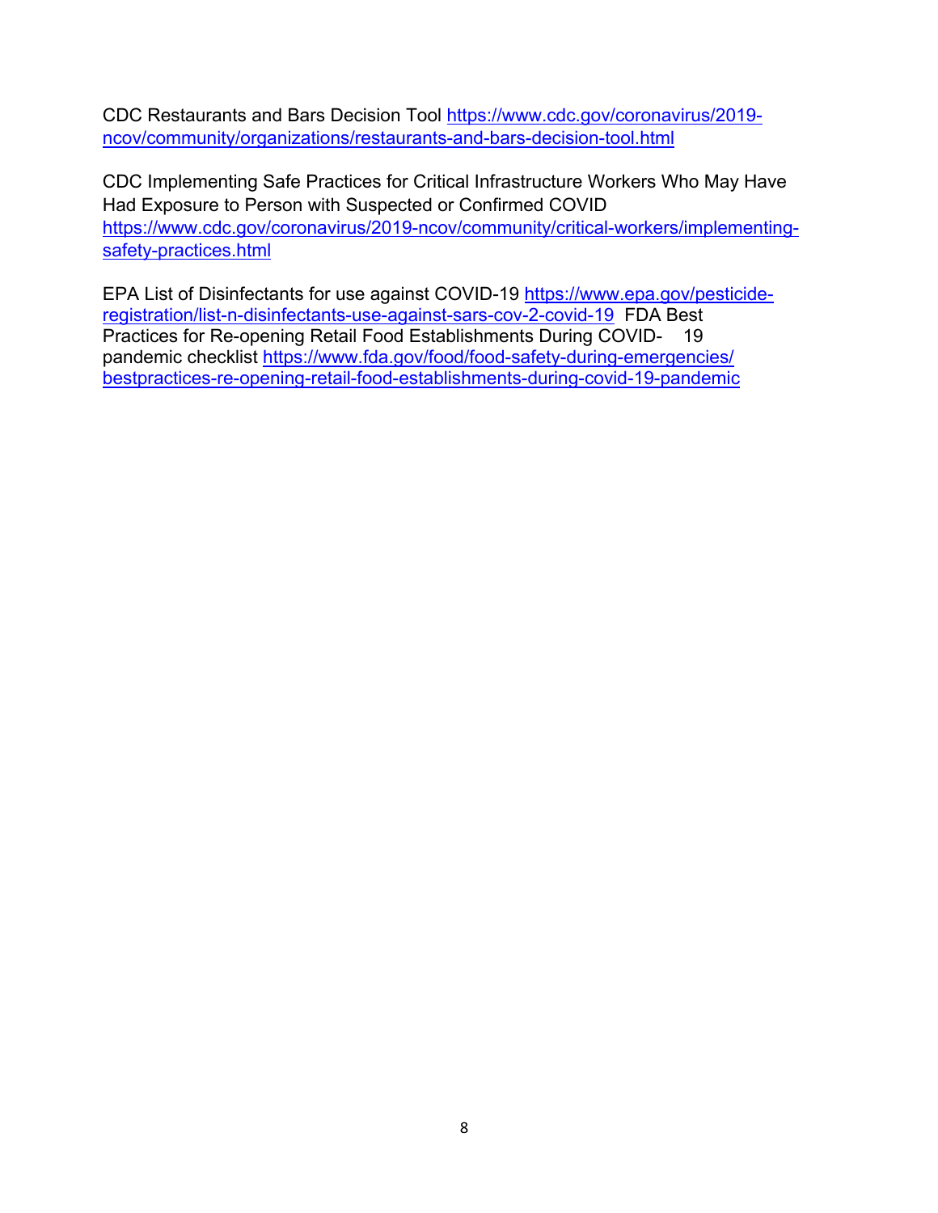CDC Restaurants and Bars Decision Tool https://www.cdc.gov/coronavirus/2019-ncov/community/organizations/restaurants-and-bars-decision-tool.html

CDC Implementing Safe Practices for Critical Infrastructure Workers Who May Have Had Exposure to Person with Suspected or Confirmed COVID https://www.cdc.gov/coronavirus/2019-ncov/community/critical-workers/implementing-safety-practices.html

EPA List of Disinfectants for use against COVID-19 https://www.epa.gov/pesticide-registration/list-n-disinfectants-use-against-sars-cov-2-covid-19 FDA Best Practices for Re-opening Retail Food Establishments During COVID-19 pandemic checklist https://www.fda.gov/food/food-safety-during-emergencies/bestpractices-re-opening-retail-food-establishments-during-covid-19-pandemic